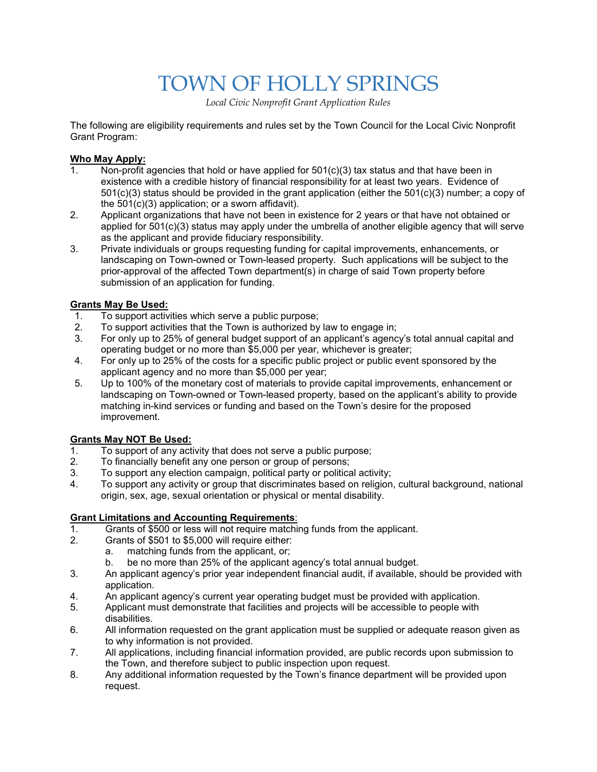# TOWN OF HOLLY SPRINGS

*Local Civic Nonprofit Grant Application Rules*

The following are eligibility requirements and rules set by the Town Council for the Local Civic Nonprofit Grant Program:

**Who May Apply:**

1. Non-profit agencies that hold or have applied for 501(c)(3) tax status and that have been in existence with a credible history of financial responsibility for at least two years. Evidence of 501(c)(3) status should be provided in the grant application (either the 501(c)(3) number; a copy of the 501(c)(3) application; or a sworn affidavit).
2. Applicant organizations that have not been in existence for 2 years or that have not obtained or applied for 501(c)(3) status may apply under the umbrella of another eligible agency that will serve as the applicant and provide fiduciary responsibility.
3. Private individuals or groups requesting funding for capital improvements, enhancements, or landscaping on Town-owned or Town-leased property. Such applications will be subject to the prior-approval of the affected Town department(s) in charge of said Town property before submission of an application for funding.

**Grants May Be Used:**

1. To support activities which serve a public purpose;
2. To support activities that the Town is authorized by law to engage in;
3. For only up to 25% of general budget support of an applicant's agency's total annual capital and operating budget or no more than $5,000 per year, whichever is greater;
4. For only up to 25% of the costs for a specific public project or public event sponsored by the applicant agency and no more than $5,000 per year;
5. Up to 100% of the monetary cost of materials to provide capital improvements, enhancement or landscaping on Town-owned or Town-leased property, based on the applicant's ability to provide matching in-kind services or funding and based on the Town's desire for the proposed improvement.

**Grants May NOT Be Used:**

1. To support of any activity that does not serve a public purpose;
2. To financially benefit any one person or group of persons;
3. To support any election campaign, political party or political activity;
4. To support any activity or group that discriminates based on religion, cultural background, national origin, sex, age, sexual orientation or physical or mental disability.

**Grant Limitations and Accounting Requirements**:

1. Grants of $500 or less will not require matching funds from the applicant.
2. Grants of $501 to $5,000 will require either:
   a. matching funds from the applicant, or;
   b. be no more than 25% of the applicant agency's total annual budget.
3. An applicant agency's prior year independent financial audit, if available, should be provided with application.
4. An applicant agency's current year operating budget must be provided with application.
5. Applicant must demonstrate that facilities and projects will be accessible to people with disabilities.
6. All information requested on the grant application must be supplied or adequate reason given as to why information is not provided.
7. All applications, including financial information provided, are public records upon submission to the Town, and therefore subject to public inspection upon request.
8. Any additional information requested by the Town's finance department will be provided upon request.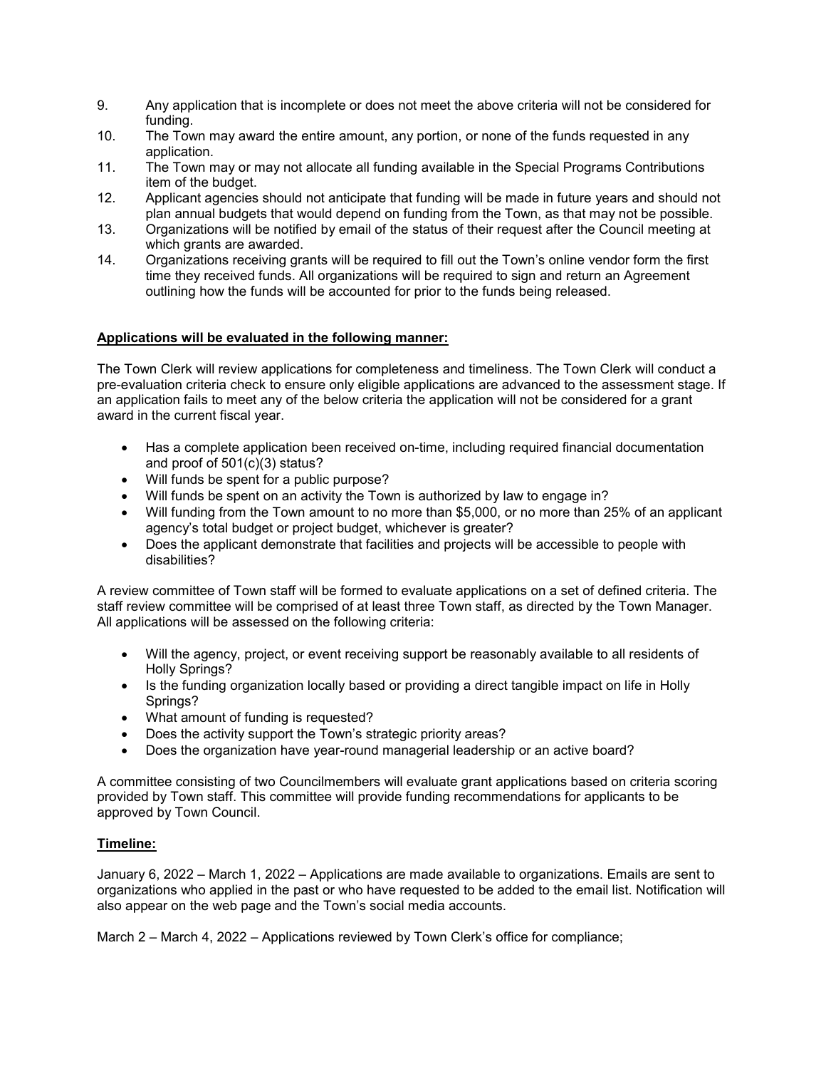9. Any application that is incomplete or does not meet the above criteria will not be considered for funding.
10. The Town may award the entire amount, any portion, or none of the funds requested in any application.
11. The Town may or may not allocate all funding available in the Special Programs Contributions item of the budget.
12. Applicant agencies should not anticipate that funding will be made in future years and should not plan annual budgets that would depend on funding from the Town, as that may not be possible.
13. Organizations will be notified by email of the status of their request after the Council meeting at which grants are awarded.
14. Organizations receiving grants will be required to fill out the Town's online vendor form the first time they received funds. All organizations will be required to sign and return an Agreement outlining how the funds will be accounted for prior to the funds being released.

**Applications will be evaluated in the following manner:**

The Town Clerk will review applications for completeness and timeliness. The Town Clerk will conduct a pre-evaluation criteria check to ensure only eligible applications are advanced to the assessment stage. If an application fails to meet any of the below criteria the application will not be considered for a grant award in the current fiscal year.

- Has a complete application been received on-time, including required financial documentation and proof of 501(c)(3) status?
- Will funds be spent for a public purpose?
- Will funds be spent on an activity the Town is authorized by law to engage in?
- Will funding from the Town amount to no more than $5,000, or no more than 25% of an applicant agency's total budget or project budget, whichever is greater?
- Does the applicant demonstrate that facilities and projects will be accessible to people with disabilities?

A review committee of Town staff will be formed to evaluate applications on a set of defined criteria. The staff review committee will be comprised of at least three Town staff, as directed by the Town Manager. All applications will be assessed on the following criteria:

- Will the agency, project, or event receiving support be reasonably available to all residents of Holly Springs?
- Is the funding organization locally based or providing a direct tangible impact on life in Holly Springs?
- What amount of funding is requested?
- Does the activity support the Town's strategic priority areas?
- Does the organization have year-round managerial leadership or an active board?

A committee consisting of two Councilmembers will evaluate grant applications based on criteria scoring provided by Town staff. This committee will provide funding recommendations for applicants to be approved by Town Council.

**Timeline:**

January 6, 2022 – March 1, 2022 – Applications are made available to organizations. Emails are sent to organizations who applied in the past or who have requested to be added to the email list. Notification will also appear on the web page and the Town's social media accounts.

March 2 – March 4, 2022 – Applications reviewed by Town Clerk's office for compliance;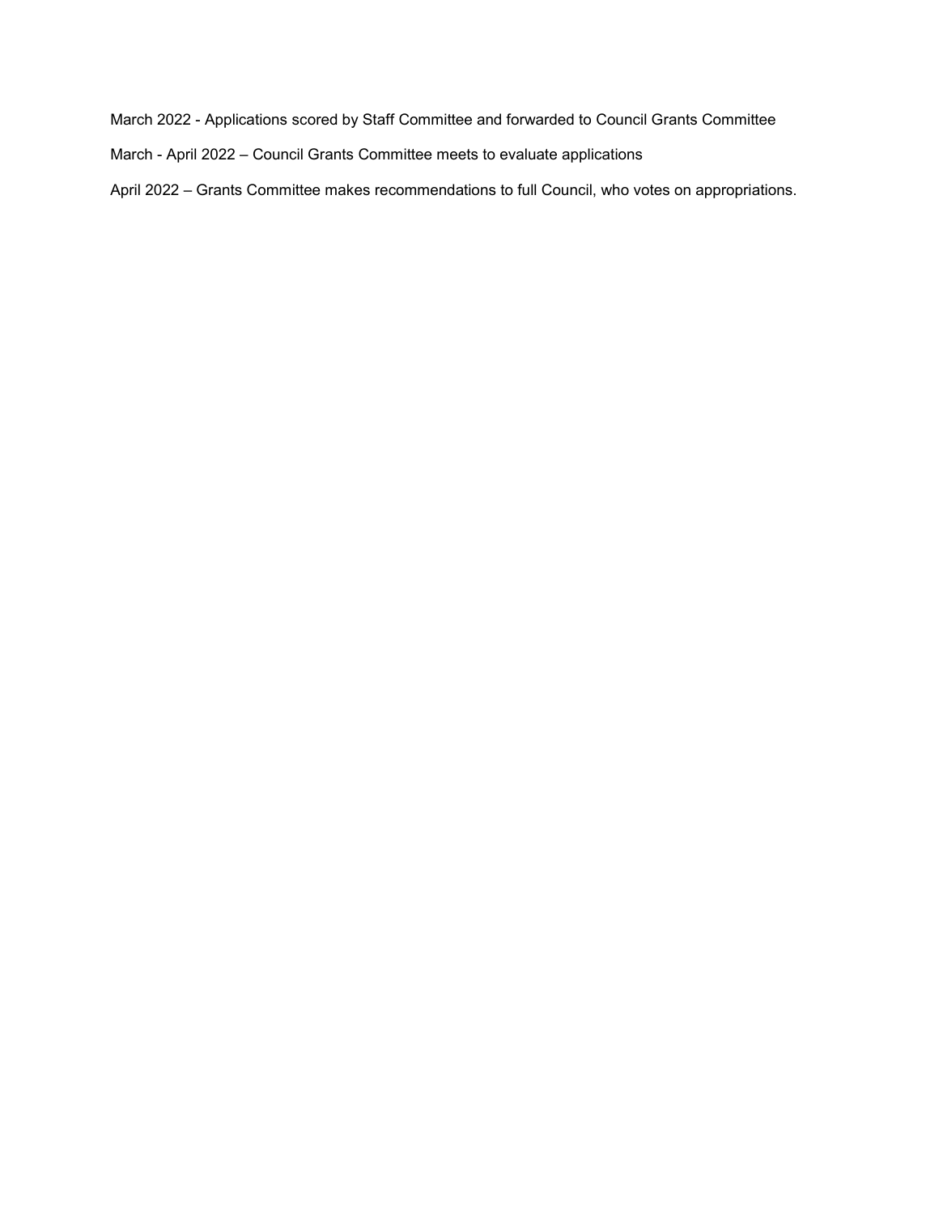March 2022 - Applications scored by Staff Committee and forwarded to Council Grants Committee

March - April 2022 – Council Grants Committee meets to evaluate applications

April 2022 – Grants Committee makes recommendations to full Council, who votes on appropriations.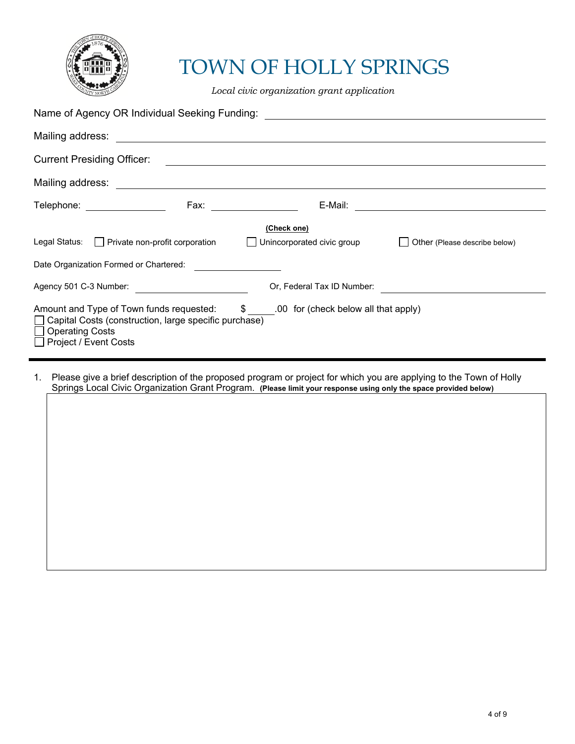# TOWN OF HOLLY SPRINGS

*Local civic organization grant application*

Name of Agency OR Individual Seeking Funding: ______________________________

Mailing address: ______________________________

Current Presiding Officer: ______________________________

Mailing address: ______________________________

Telephone: ______________ Fax: ______________ E-Mail: ______________________________

**(Check one)**

Legal Status: ☐ Private non-profit corporation ☐ Unincorporated civic group ☐ Other (Please describe below)

Date Organization Formed or Chartered: ______________

Agency 501 C-3 Number: ______________ Or, Federal Tax ID Number: ______________

Amount and Type of Town funds requested: $ _____.00 for (check below all that apply)

☐ Capital Costs (construction, large specific purchase)
☐ Operating Costs
☐ Project / Event Costs

---

1. Please give a brief description of the proposed program or project for which you are applying to the Town of Holly Springs Local Civic Organization Grant Program. **(Please limit your response using only the space provided below)**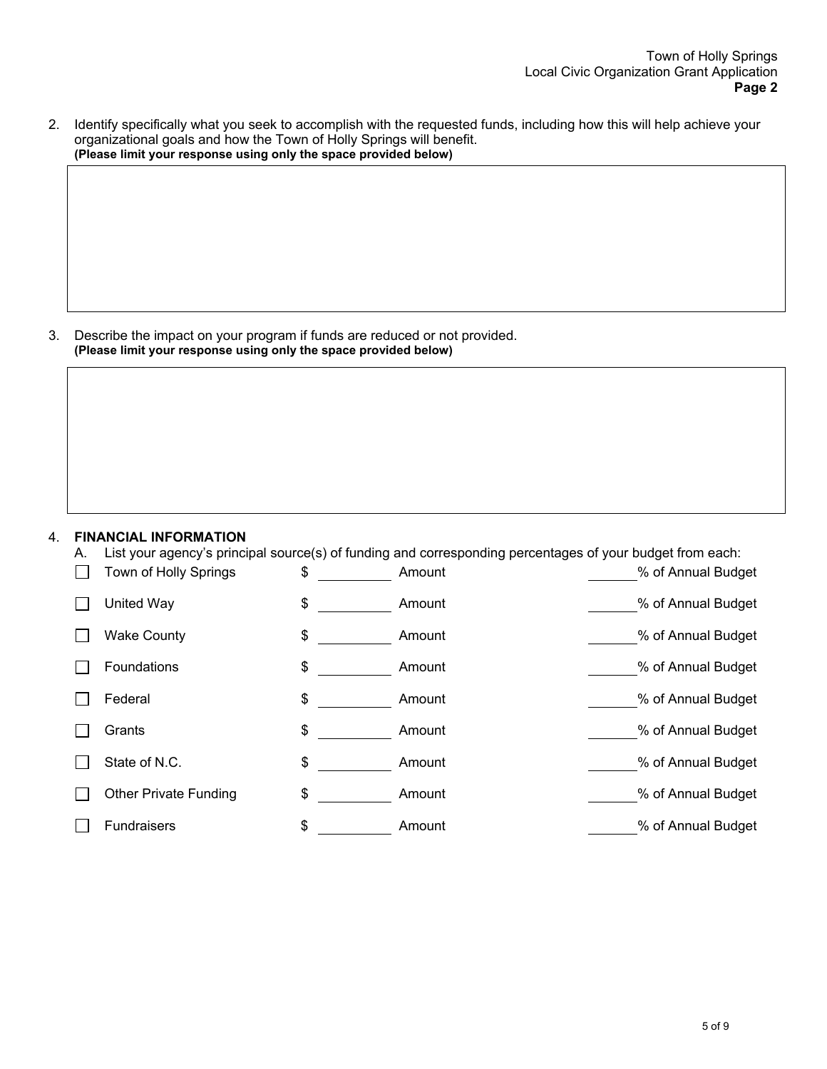2. Identify specifically what you seek to accomplish with the requested funds, including how this will help achieve your organizational goals and how the Town of Holly Springs will benefit.
**(Please limit your response using only the space provided below)**

3. Describe the impact on your program if funds are reduced or not provided.
**(Please limit your response using only the space provided below)**

4. **FINANCIAL INFORMATION**

A. List your agency's principal source(s) of funding and corresponding percentages of your budget from each:

| | Source | Amount | % of Annual Budget |
|---|---|---|---|
| ☐ | Town of Holly Springs | $ ________ Amount | ______% of Annual Budget |
| ☐ | United Way | $ ________ Amount | ______% of Annual Budget |
| ☐ | Wake County | $ ________ Amount | ______% of Annual Budget |
| ☐ | Foundations | $ ________ Amount | ______% of Annual Budget |
| ☐ | Federal | $ ________ Amount | ______% of Annual Budget |
| ☐ | Grants | $ ________ Amount | ______% of Annual Budget |
| ☐ | State of N.C. | $ ________ Amount | ______% of Annual Budget |
| ☐ | Other Private Funding | $ ________ Amount | ______% of Annual Budget |
| ☐ | Fundraisers | $ ________ Amount | ______% of Annual Budget |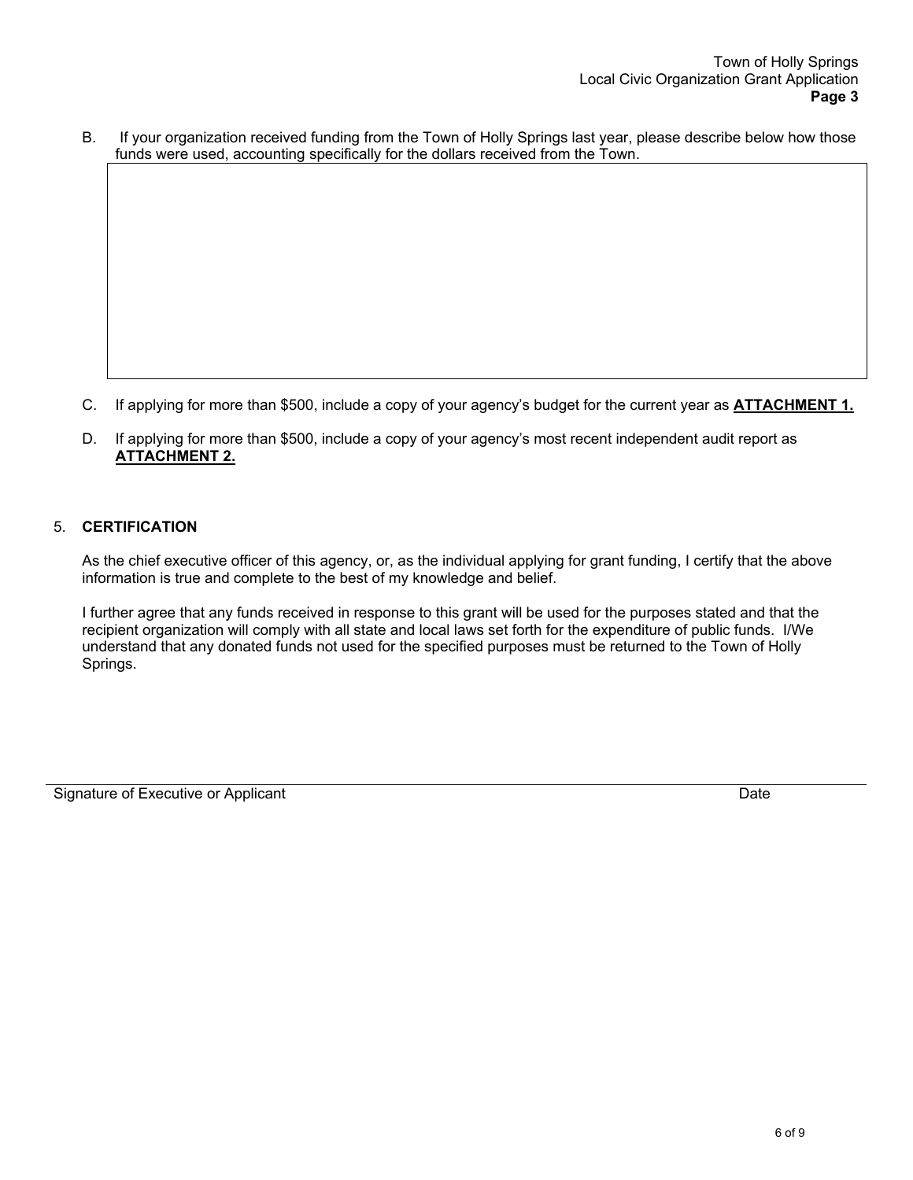B. If your organization received funding from the Town of Holly Springs last year, please describe below how those funds were used, accounting specifically for the dollars received from the Town.

C. If applying for more than $500, include a copy of your agency's budget for the current year as **ATTACHMENT 1.**

D. If applying for more than $500, include a copy of your agency's most recent independent audit report as **ATTACHMENT 2.**

5. **CERTIFICATION**

As the chief executive officer of this agency, or, as the individual applying for grant funding, I certify that the above information is true and complete to the best of my knowledge and belief.

I further agree that any funds received in response to this grant will be used for the purposes stated and that the recipient organization will comply with all state and local laws set forth for the expenditure of public funds. I/We understand that any donated funds not used for the specified purposes must be returned to the Town of Holly Springs.

Signature of Executive or Applicant                                        Date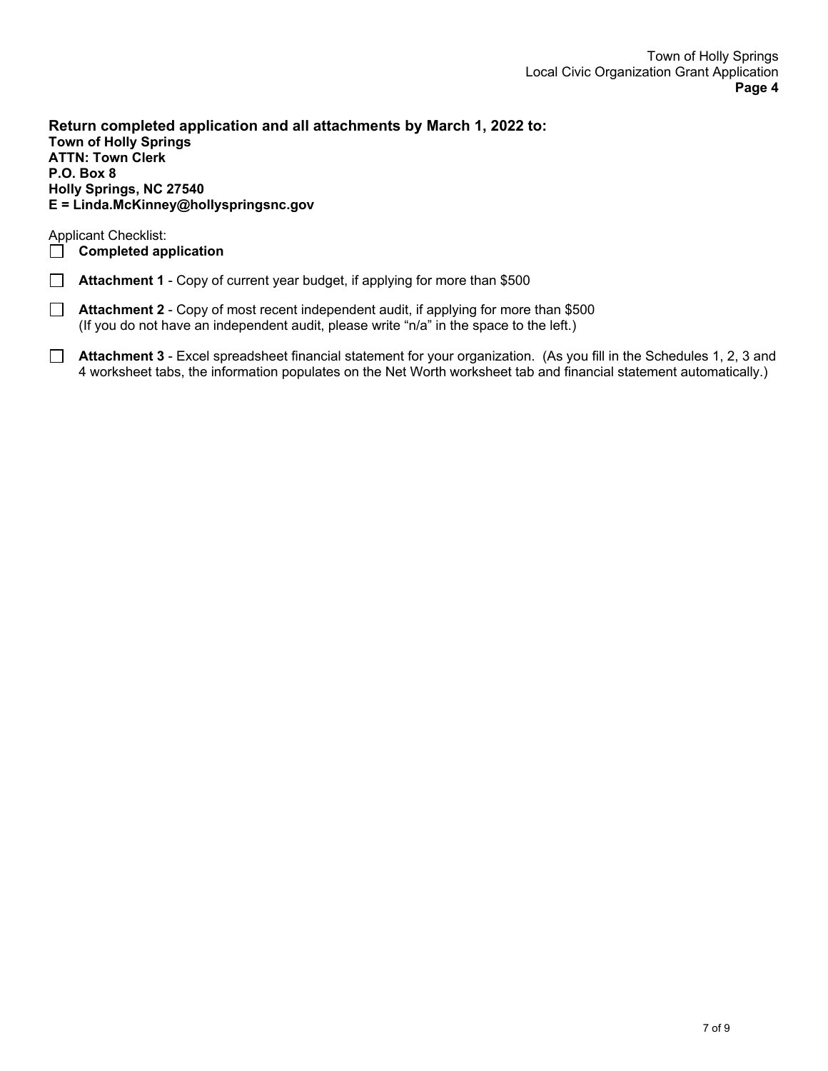**Return completed application and all attachments by March 1, 2022 to:**
**Town of Holly Springs**
**ATTN: Town Clerk**
**P.O. Box 8**
**Holly Springs, NC 27540**
**E = Linda.McKinney@hollyspringsnc.gov**

Applicant Checklist:

- ☐ **Completed application**
- ☐ **Attachment 1** - Copy of current year budget, if applying for more than $500
- ☐ **Attachment 2** - Copy of most recent independent audit, if applying for more than $500 (If you do not have an independent audit, please write "n/a" in the space to the left.)
- ☐ **Attachment 3** - Excel spreadsheet financial statement for your organization. (As you fill in the Schedules 1, 2, 3 and 4 worksheet tabs, the information populates on the Net Worth worksheet tab and financial statement automatically.)